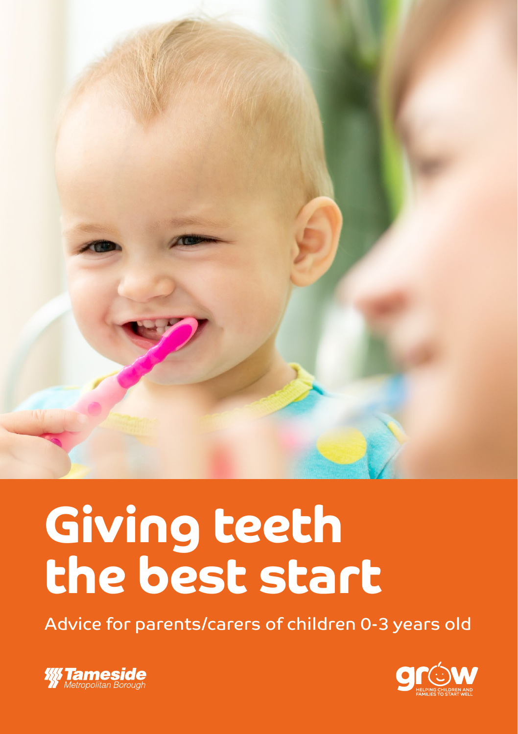# Giving teeth the best start

Advice for parents/carers of children 0-3 years old

Tameside Metropolitan Borough

grow HELPING CHILDREN AND FAMILIES TO START WELL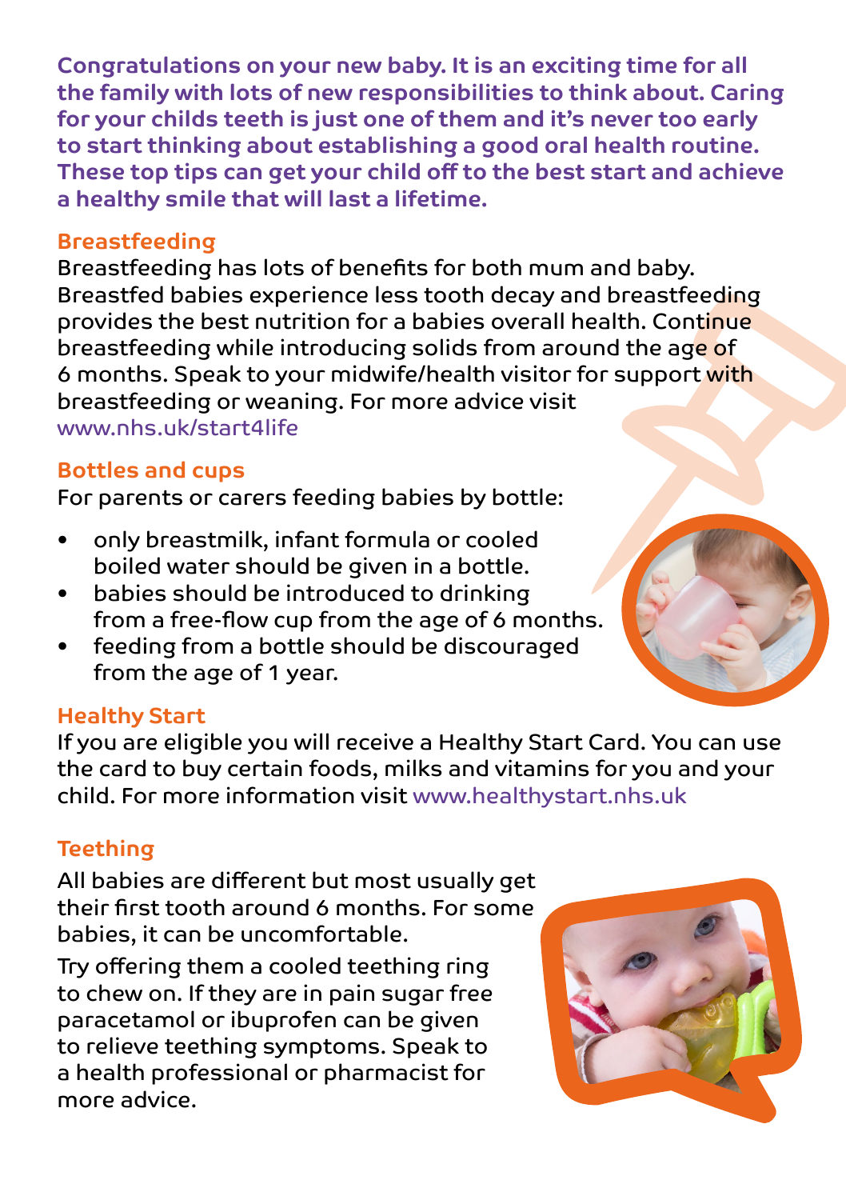**Congratulations on your new baby. It is an exciting time for all the family with lots of new responsibilities to think about. Caring for your childs teeth is just one of them and it's never too early to start thinking about establishing a good oral health routine. These top tips can get your child off to the best start and achieve a healthy smile that will last a lifetime.**

## Breastfeeding

Breastfeeding has lots of benefits for both mum and baby. Breastfed babies experience less tooth decay and breastfeeding provides the best nutrition for a babies overall health. Continue breastfeeding while introducing solids from around the age of 6 months. Speak to your midwife/health visitor for support with breastfeeding or weaning. For more advice visit www.nhs.uk/start4life

## Bottles and cups

For parents or carers feeding babies by bottle:

- only breastmilk, infant formula or cooled boiled water should be given in a bottle.
- babies should be introduced to drinking from a free-flow cup from the age of 6 months.
- feeding from a bottle should be discouraged from the age of 1 year.

## Healthy Start

If you are eligible you will receive a Healthy Start Card. You can use the card to buy certain foods, milks and vitamins for you and your child. For more information visit www.healthystart.nhs.uk

## Teething

All babies are different but most usually get their first tooth around 6 months. For some babies, it can be uncomfortable.

Try offering them a cooled teething ring to chew on. If they are in pain sugar free paracetamol or ibuprofen can be given to relieve teething symptoms. Speak to a health professional or pharmacist for more advice.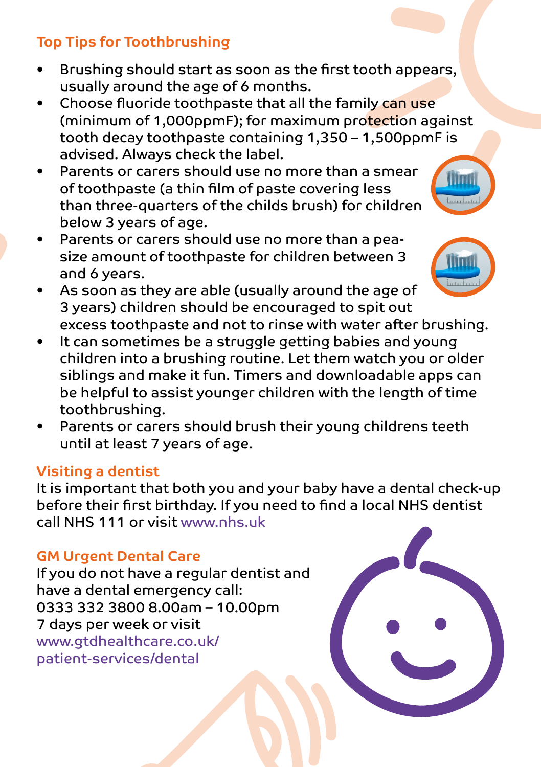## Top Tips for Toothbrushing

- Brushing should start as soon as the first tooth appears, usually around the age of 6 months.
- Choose fluoride toothpaste that all the family can use (minimum of 1,000ppmF); for maximum protection against tooth decay toothpaste containing 1,350 – 1,500ppmF is advised. Always check the label.
- Parents or carers should use no more than a smear of toothpaste (a thin film of paste covering less than three-quarters of the childs brush) for children below 3 years of age.
- Parents or carers should use no more than a pea-size amount of toothpaste for children between 3 and 6 years.
- As soon as they are able (usually around the age of 3 years) children should be encouraged to spit out excess toothpaste and not to rinse with water after brushing.
- It can sometimes be a struggle getting babies and young children into a brushing routine. Let them watch you or older siblings and make it fun. Timers and downloadable apps can be helpful to assist younger children with the length of time toothbrushing.
- Parents or carers should brush their young childrens teeth until at least 7 years of age.

## Visiting a dentist

It is important that both you and your baby have a dental check-up before their first birthday. If you need to find a local NHS dentist call NHS 111 or visit www.nhs.uk

## GM Urgent Dental Care

If you do not have a regular dentist and have a dental emergency call:
0333 332 3800 8.00am – 10.00pm
7 days per week or visit
www.gtdhealthcare.co.uk/patient-services/dental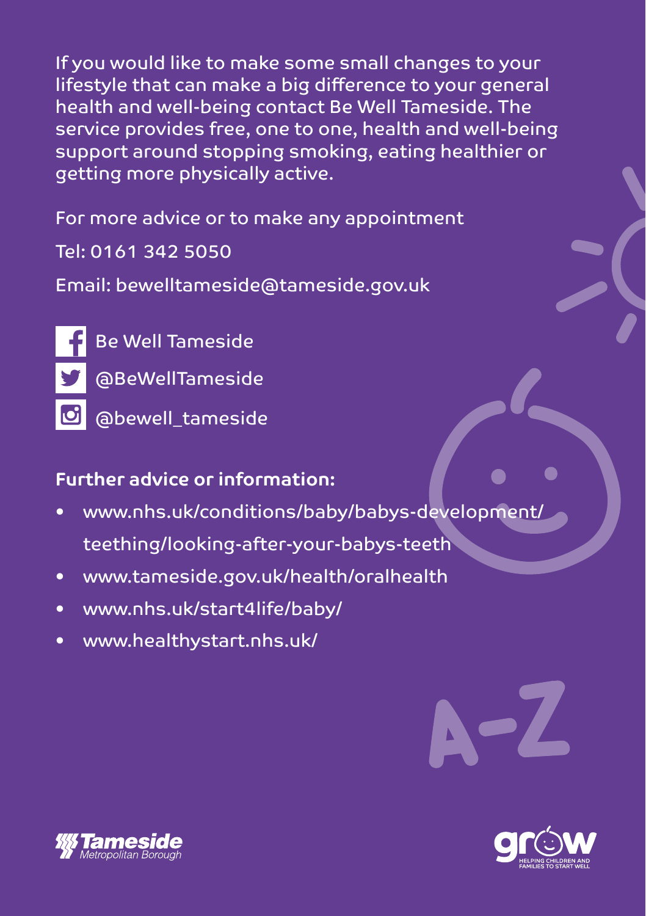If you would like to make some small changes to your lifestyle that can make a big difference to your general health and well-being contact Be Well Tameside. The service provides free, one to one, health and well-being support around stopping smoking, eating healthier or getting more physically active.

For more advice or to make any appointment

Tel: 0161 342 5050

Email: bewelltameside@tameside.gov.uk

Be Well Tameside

@BeWellTameside

@bewell_tameside

**Further advice or information:**

- www.nhs.uk/conditions/baby/babys-development/teething/looking-after-your-babys-teeth
- www.tameside.gov.uk/health/oralhealth
- www.nhs.uk/start4life/baby/
- www.healthystart.nhs.uk/